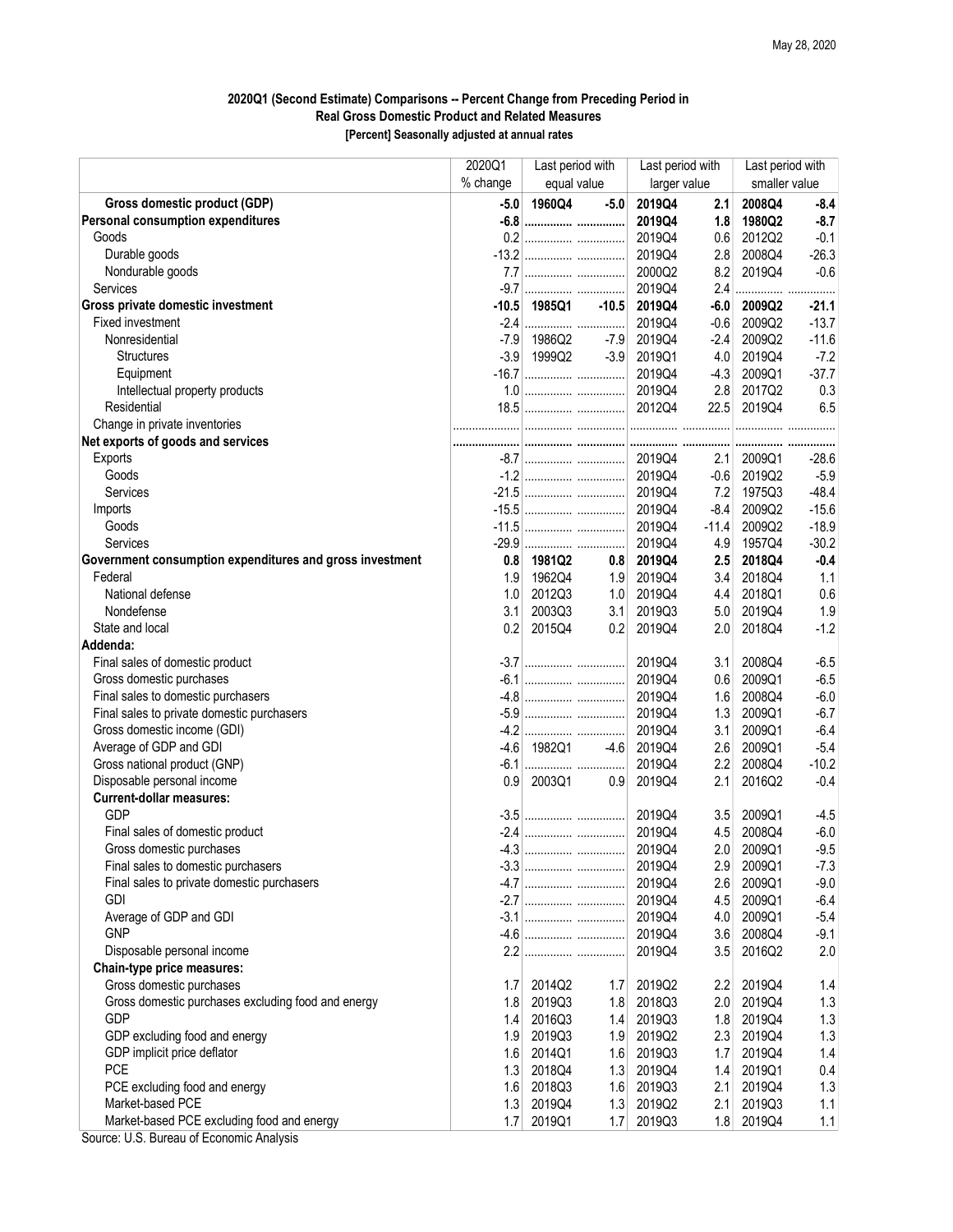May 28, 2020

**2020Q1 (Second Estimate) Comparisons -- Percent Change from Preceding Period in Real Gross Domestic Product and Related Measures**
**[Percent] Seasonally adjusted at annual rates**

| | 2020Q1 | Last period with | | Last period with | | Last period with | |
|---|---|---|---|---|---|---|---|
| | % change | equal value | | larger value | | smaller value | |
| **Gross domestic product (GDP)** | **-5.0** | **1960Q4** | **-5.0** | **2019Q4** | **2.1** | **2008Q4** | **-8.4** |
| **Personal consumption expenditures** | **-6.8** | **...............** | **...............** | **2019Q4** | **1.8** | **1980Q2** | **-8.7** |
| Goods | 0.2 | ............... | ............... | 2019Q4 | 0.6 | 2012Q2 | -0.1 |
| Durable goods | -13.2 | ............... | ............... | 2019Q4 | 2.8 | 2008Q4 | -26.3 |
| Nondurable goods | 7.7 | ............... | ............... | 2000Q2 | 8.2 | 2019Q4 | -0.6 |
| Services | -9.7 | ............... | ............... | 2019Q4 | 2.4 | ............... | ............... |
| **Gross private domestic investment** | **-10.5** | **1985Q1** | **-10.5** | **2019Q4** | **-6.0** | **2009Q2** | **-21.1** |
| Fixed investment | -2.4 | ............... | ............... | 2019Q4 | -0.6 | 2009Q2 | -13.7 |
| Nonresidential | -7.9 | 1986Q2 | -7.9 | 2019Q4 | -2.4 | 2009Q2 | -11.6 |
| Structures | -3.9 | 1999Q2 | -3.9 | 2019Q1 | 4.0 | 2019Q4 | -7.2 |
| Equipment | -16.7 | ............... | ............... | 2019Q4 | -4.3 | 2009Q1 | -37.7 |
| Intellectual property products | 1.0 | ............... | ............... | 2019Q4 | 2.8 | 2017Q2 | 0.3 |
| Residential | 18.5 | ............... | ............... | 2012Q4 | 22.5 | 2019Q4 | 6.5 |
| Change in private inventories | ............... | ............... | ............... | ............... | ............... | ............... | ............... |
| **Net exports of goods and services** | **...............** | **...............** | **...............** | **...............** | **...............** | **...............** | **...............** |
| Exports | -8.7 | ............... | ............... | 2019Q4 | 2.1 | 2009Q1 | -28.6 |
| Goods | -1.2 | ............... | ............... | 2019Q4 | -0.6 | 2019Q2 | -5.9 |
| Services | -21.5 | ............... | ............... | 2019Q4 | 7.2 | 1975Q3 | -48.4 |
| Imports | -15.5 | ............... | ............... | 2019Q4 | -8.4 | 2009Q2 | -15.6 |
| Goods | -11.5 | ............... | ............... | 2019Q4 | -11.4 | 2009Q2 | -18.9 |
| Services | -29.9 | ............... | ............... | 2019Q4 | 4.9 | 1957Q4 | -30.2 |
| **Government consumption expenditures and gross investment** | **0.8** | **1981Q2** | **0.8** | **2019Q4** | **2.5** | **2018Q4** | **-0.4** |
| Federal | 1.9 | 1962Q4 | 1.9 | 2019Q4 | 3.4 | 2018Q4 | 1.1 |
| National defense | 1.0 | 2012Q3 | 1.0 | 2019Q4 | 4.4 | 2018Q1 | 0.6 |
| Nondefense | 3.1 | 2003Q3 | 3.1 | 2019Q3 | 5.0 | 2019Q4 | 1.9 |
| State and local | 0.2 | 2015Q4 | 0.2 | 2019Q4 | 2.0 | 2018Q4 | -1.2 |
| **Addenda:** | | | | | | | |
| Final sales of domestic product | -3.7 | ............... | ............... | 2019Q4 | 3.1 | 2008Q4 | -6.5 |
| Gross domestic purchases | -6.1 | ............... | ............... | 2019Q4 | 0.6 | 2009Q1 | -6.5 |
| Final sales to domestic purchasers | -4.8 | ............... | ............... | 2019Q4 | 1.6 | 2008Q4 | -6.0 |
| Final sales to private domestic purchasers | -5.9 | ............... | ............... | 2019Q4 | 1.3 | 2009Q1 | -6.7 |
| Gross domestic income (GDI) | -4.2 | ............... | ............... | 2019Q4 | 3.1 | 2009Q1 | -6.4 |
| Average of GDP and GDI | -4.6 | 1982Q1 | -4.6 | 2019Q4 | 2.6 | 2009Q1 | -5.4 |
| Gross national product (GNP) | -6.1 | ............... | ............... | 2019Q4 | 2.2 | 2008Q4 | -10.2 |
| Disposable personal income | 0.9 | 2003Q1 | 0.9 | 2019Q4 | 2.1 | 2016Q2 | -0.4 |
| **Current-dollar measures:** | | | | | | | |
| GDP | -3.5 | ............... | ............... | 2019Q4 | 3.5 | 2009Q1 | -4.5 |
| Final sales of domestic product | -2.4 | ............... | ............... | 2019Q4 | 4.5 | 2008Q4 | -6.0 |
| Gross domestic purchases | -4.3 | ............... | ............... | 2019Q4 | 2.0 | 2009Q1 | -9.5 |
| Final sales to domestic purchasers | -3.3 | ............... | ............... | 2019Q4 | 2.9 | 2009Q1 | -7.3 |
| Final sales to private domestic purchasers | -4.7 | ............... | ............... | 2019Q4 | 2.6 | 2009Q1 | -9.0 |
| GDI | -2.7 | ............... | ............... | 2019Q4 | 4.5 | 2009Q1 | -6.4 |
| Average of GDP and GDI | -3.1 | ............... | ............... | 2019Q4 | 4.0 | 2009Q1 | -5.4 |
| GNP | -4.6 | ............... | ............... | 2019Q4 | 3.6 | 2008Q4 | -9.1 |
| Disposable personal income | 2.2 | ............... | ............... | 2019Q4 | 3.5 | 2016Q2 | 2.0 |
| **Chain-type price measures:** | | | | | | | |
| Gross domestic purchases | 1.7 | 2014Q2 | 1.7 | 2019Q2 | 2.2 | 2019Q4 | 1.4 |
| Gross domestic purchases excluding food and energy | 1.8 | 2019Q3 | 1.8 | 2018Q3 | 2.0 | 2019Q4 | 1.3 |
| GDP | 1.4 | 2016Q3 | 1.4 | 2019Q3 | 1.8 | 2019Q4 | 1.3 |
| GDP excluding food and energy | 1.9 | 2019Q3 | 1.9 | 2019Q2 | 2.3 | 2019Q4 | 1.3 |
| GDP implicit price deflator | 1.6 | 2014Q1 | 1.6 | 2019Q3 | 1.7 | 2019Q4 | 1.4 |
| PCE | 1.3 | 2018Q4 | 1.3 | 2019Q4 | 1.4 | 2019Q1 | 0.4 |
| PCE excluding food and energy | 1.6 | 2018Q3 | 1.6 | 2019Q3 | 2.1 | 2019Q4 | 1.3 |
| Market-based PCE | 1.3 | 2019Q4 | 1.3 | 2019Q2 | 2.1 | 2019Q3 | 1.1 |
| Market-based PCE excluding food and energy | 1.7 | 2019Q1 | 1.7 | 2019Q3 | 1.8 | 2019Q4 | 1.1 |

Source: U.S. Bureau of Economic Analysis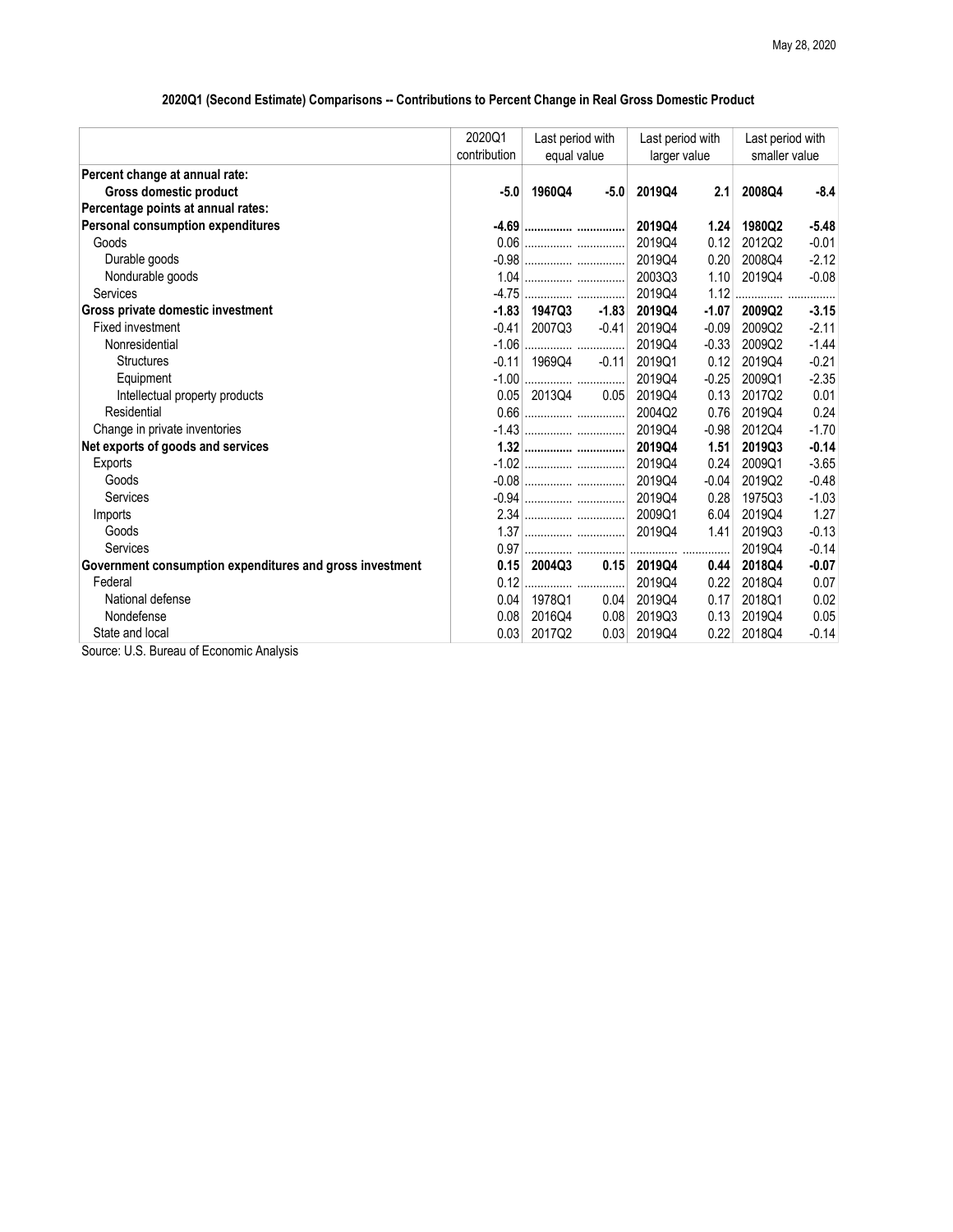May 28, 2020

## 2020Q1 (Second Estimate) Comparisons -- Contributions to Percent Change in Real Gross Domestic Product

| | 2020Q1 contribution | Last period with equal value | | Last period with larger value | | Last period with smaller value | |
|---|---|---|---|---|---|---|---|
| **Percent change at annual rate:** | | | | | | | |
| **Gross domestic product** | **-5.0** | **1960Q4** | **-5.0** | **2019Q4** | **2.1** | **2008Q4** | **-8.4** |
| **Percentage points at annual rates:** | | | | | | | |
| **Personal consumption expenditures** | **-4.69** | **...............** | **...............** | **2019Q4** | **1.24** | **1980Q2** | **-5.48** |
| Goods | 0.06 | ............... | ............... | 2019Q4 | 0.12 | 2012Q2 | -0.01 |
| Durable goods | -0.98 | ............... | ............... | 2019Q4 | 0.20 | 2008Q4 | -2.12 |
| Nondurable goods | 1.04 | ............... | ............... | 2003Q3 | 1.10 | 2019Q4 | -0.08 |
| Services | -4.75 | ............... | ............... | 2019Q4 | 1.12 | ............... | ............... |
| **Gross private domestic investment** | **-1.83** | **1947Q3** | **-1.83** | **2019Q4** | **-1.07** | **2009Q2** | **-3.15** |
| Fixed investment | -0.41 | 2007Q3 | -0.41 | 2019Q4 | -0.09 | 2009Q2 | -2.11 |
| Nonresidential | -1.06 | ............... | ............... | 2019Q4 | -0.33 | 2009Q2 | -1.44 |
| Structures | -0.11 | 1969Q4 | -0.11 | 2019Q1 | 0.12 | 2019Q4 | -0.21 |
| Equipment | -1.00 | ............... | ............... | 2019Q4 | -0.25 | 2009Q1 | -2.35 |
| Intellectual property products | 0.05 | 2013Q4 | 0.05 | 2019Q4 | 0.13 | 2017Q2 | 0.01 |
| Residential | 0.66 | ............... | ............... | 2004Q2 | 0.76 | 2019Q4 | 0.24 |
| Change in private inventories | -1.43 | ............... | ............... | 2019Q4 | -0.98 | 2012Q4 | -1.70 |
| **Net exports of goods and services** | **1.32** | **...............** | **...............** | **2019Q4** | **1.51** | **2019Q3** | **-0.14** |
| Exports | -1.02 | ............... | ............... | 2019Q4 | 0.24 | 2009Q1 | -3.65 |
| Goods | -0.08 | ............... | ............... | 2019Q4 | -0.04 | 2019Q2 | -0.48 |
| Services | -0.94 | ............... | ............... | 2019Q4 | 0.28 | 1975Q3 | -1.03 |
| Imports | 2.34 | ............... | ............... | 2009Q1 | 6.04 | 2019Q4 | 1.27 |
| Goods | 1.37 | ............... | ............... | 2019Q4 | 1.41 | 2019Q3 | -0.13 |
| Services | 0.97 | ............... | ............... | ............... | ............... | 2019Q4 | -0.14 |
| **Government consumption expenditures and gross investment** | **0.15** | **2004Q3** | **0.15** | **2019Q4** | **0.44** | **2018Q4** | **-0.07** |
| Federal | 0.12 | ............... | ............... | 2019Q4 | 0.22 | 2018Q4 | 0.07 |
| National defense | 0.04 | 1978Q1 | 0.04 | 2019Q4 | 0.17 | 2018Q1 | 0.02 |
| Nondefense | 0.08 | 2016Q4 | 0.08 | 2019Q3 | 0.13 | 2019Q4 | 0.05 |
| State and local | 0.03 | 2017Q2 | 0.03 | 2019Q4 | 0.22 | 2018Q4 | -0.14 |

Source: U.S. Bureau of Economic Analysis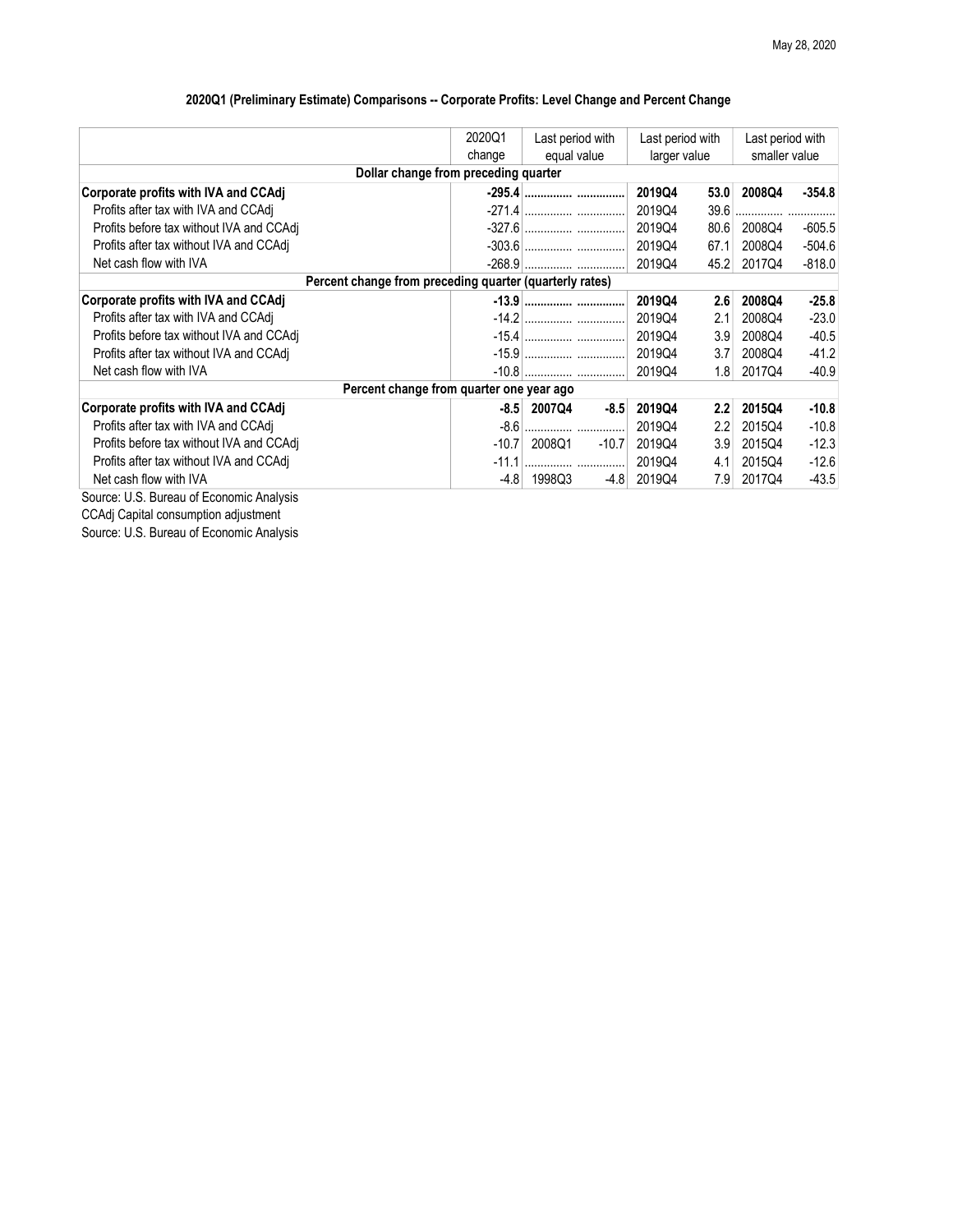May 28, 2020

### 2020Q1 (Preliminary Estimate) Comparisons -- Corporate Profits: Level Change and Percent Change

| | 2020Q1 change | Last period with equal value | | Last period with larger value | | Last period with smaller value | |
|---|---|---|---|---|---|---|---|
| **Dollar change from preceding quarter** | | | | | | | |
| **Corporate profits with IVA and CCAdj** | **-295.4** | **...............** | **...............** | **2019Q4** | **53.0** | **2008Q4** | **-354.8** |
| Profits after tax with IVA and CCAdj | -271.4 | ............... | ............... | 2019Q4 | 39.6 | ............... | ............... |
| Profits before tax without IVA and CCAdj | -327.6 | ............... | ............... | 2019Q4 | 80.6 | 2008Q4 | -605.5 |
| Profits after tax without IVA and CCAdj | -303.6 | ............... | ............... | 2019Q4 | 67.1 | 2008Q4 | -504.6 |
| Net cash flow with IVA | -268.9 | ............... | ............... | 2019Q4 | 45.2 | 2017Q4 | -818.0 |
| **Percent change from preceding quarter (quarterly rates)** | | | | | | | |
| **Corporate profits with IVA and CCAdj** | **-13.9** | **...............** | **...............** | **2019Q4** | **2.6** | **2008Q4** | **-25.8** |
| Profits after tax with IVA and CCAdj | -14.2 | ............... | ............... | 2019Q4 | 2.1 | 2008Q4 | -23.0 |
| Profits before tax without IVA and CCAdj | -15.4 | ............... | ............... | 2019Q4 | 3.9 | 2008Q4 | -40.5 |
| Profits after tax without IVA and CCAdj | -15.9 | ............... | ............... | 2019Q4 | 3.7 | 2008Q4 | -41.2 |
| Net cash flow with IVA | -10.8 | ............... | ............... | 2019Q4 | 1.8 | 2017Q4 | -40.9 |
| **Percent change from quarter one year ago** | | | | | | | |
| **Corporate profits with IVA and CCAdj** | **-8.5** | **2007Q4** | **-8.5** | **2019Q4** | **2.2** | **2015Q4** | **-10.8** |
| Profits after tax with IVA and CCAdj | -8.6 | ............... | ............... | 2019Q4 | 2.2 | 2015Q4 | -10.8 |
| Profits before tax without IVA and CCAdj | -10.7 | 2008Q1 | -10.7 | 2019Q4 | 3.9 | 2015Q4 | -12.3 |
| Profits after tax without IVA and CCAdj | -11.1 | ............... | ............... | 2019Q4 | 4.1 | 2015Q4 | -12.6 |
| Net cash flow with IVA | -4.8 | 1998Q3 | -4.8 | 2019Q4 | 7.9 | 2017Q4 | -43.5 |

Source: U.S. Bureau of Economic Analysis

CCAdj Capital consumption adjustment

Source: U.S. Bureau of Economic Analysis